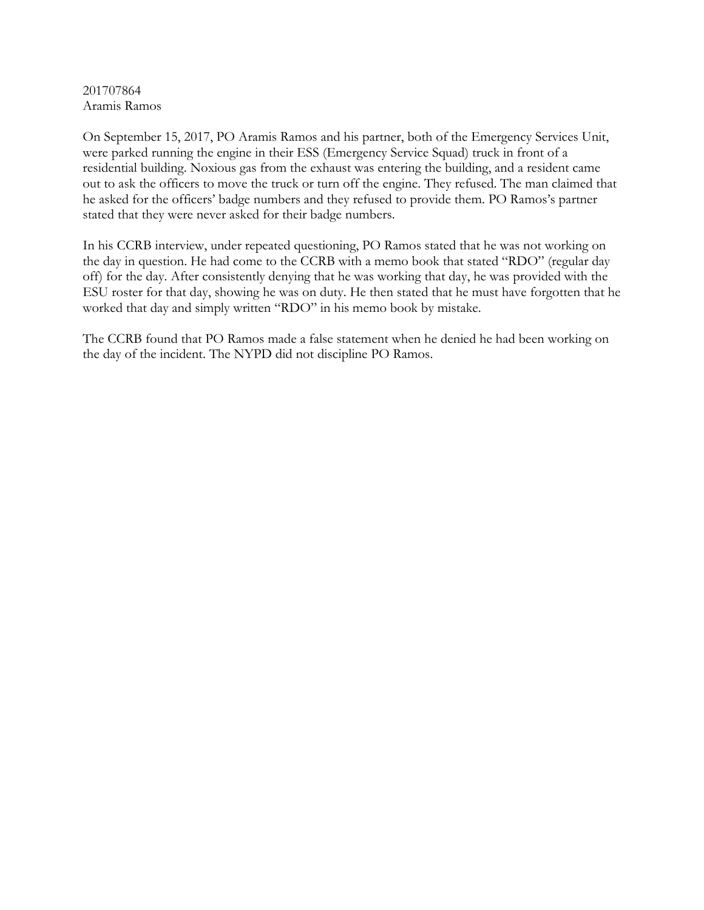201707864
Aramis Ramos

On September 15, 2017, PO Aramis Ramos and his partner, both of the Emergency Services Unit, were parked running the engine in their ESS (Emergency Service Squad) truck in front of a residential building. Noxious gas from the exhaust was entering the building, and a resident came out to ask the officers to move the truck or turn off the engine. They refused. The man claimed that he asked for the officers' badge numbers and they refused to provide them. PO Ramos's partner stated that they were never asked for their badge numbers.

In his CCRB interview, under repeated questioning, PO Ramos stated that he was not working on the day in question. He had come to the CCRB with a memo book that stated "RDO" (regular day off) for the day. After consistently denying that he was working that day, he was provided with the ESU roster for that day, showing he was on duty. He then stated that he must have forgotten that he worked that day and simply written "RDO" in his memo book by mistake.

The CCRB found that PO Ramos made a false statement when he denied he had been working on the day of the incident. The NYPD did not discipline PO Ramos.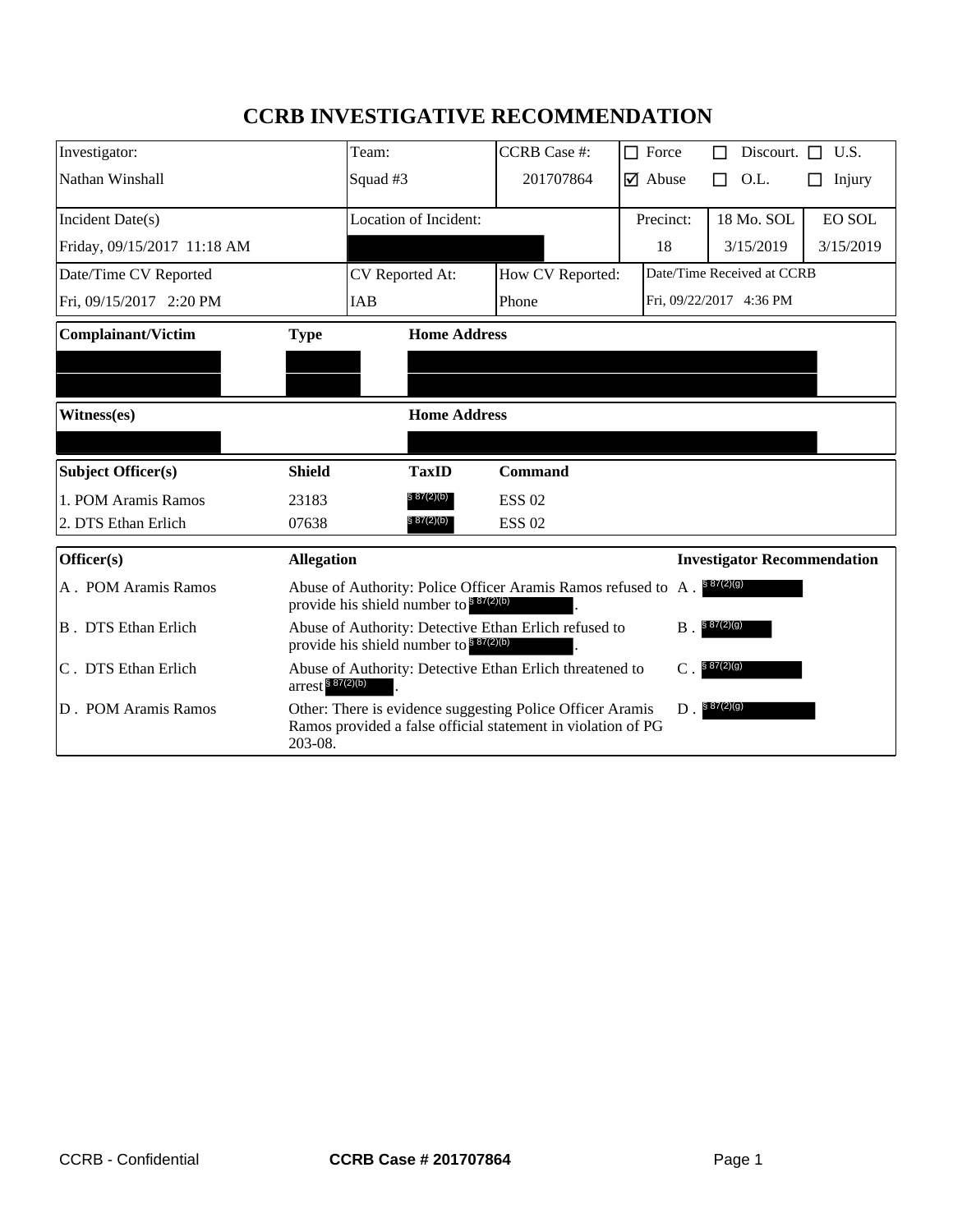# CCRB INVESTIGATIVE RECOMMENDATION

| Investigator: | Team: | CCRB Case #: | ☐ Force | ☐ Discourt. | ☐ U.S. |
|---|---|---|---|---|---|
| Nathan Winshall | Squad #3 | 201707864 | ☑ Abuse | ☐ O.L. | ☐ Injury |

| Incident Date(s) | Location of Incident: | Precinct: | 18 Mo. SOL | EO SOL |
|---|---|---|---|---|
| Friday, 09/15/2017 11:18 AM | | 18 | 3/15/2019 | 3/15/2019 |

| Date/Time CV Reported | CV Reported At: | How CV Reported: | Date/Time Received at CCRB |
|---|---|---|---|
| Fri, 09/15/2017 2:20 PM | IAB | Phone | Fri, 09/22/2017 4:36 PM |

| Complainant/Victim | Type | Home Address |
|---|---|---|
| | | |
| | | |

| Witness(es) | Home Address |
|---|---|
| | |

| Subject Officer(s) | Shield | TaxID | Command |
|---|---|---|---|
| 1. POM Aramis Ramos | 23183 | § 87(2)(b) | ESS 02 |
| 2. DTS Ethan Erlich | 07638 | § 87(2)(b) | ESS 02 |

| Officer(s) | Allegation | Investigator Recommendation |
|---|---|---|
| A . POM Aramis Ramos | Abuse of Authority: Police Officer Aramis Ramos refused to provide his shield number to § 87(2)(b) . | A . § 87(2)(g) |
| B . DTS Ethan Erlich | Abuse of Authority: Detective Ethan Erlich refused to provide his shield number to § 87(2)(b) . | B . § 87(2)(g) |
| C . DTS Ethan Erlich | Abuse of Authority: Detective Ethan Erlich threatened to arrest § 87(2)(b) . | C . § 87(2)(g) |
| D . POM Aramis Ramos | Other: There is evidence suggesting Police Officer Aramis Ramos provided a false official statement in violation of PG 203-08. | D . § 87(2)(g) |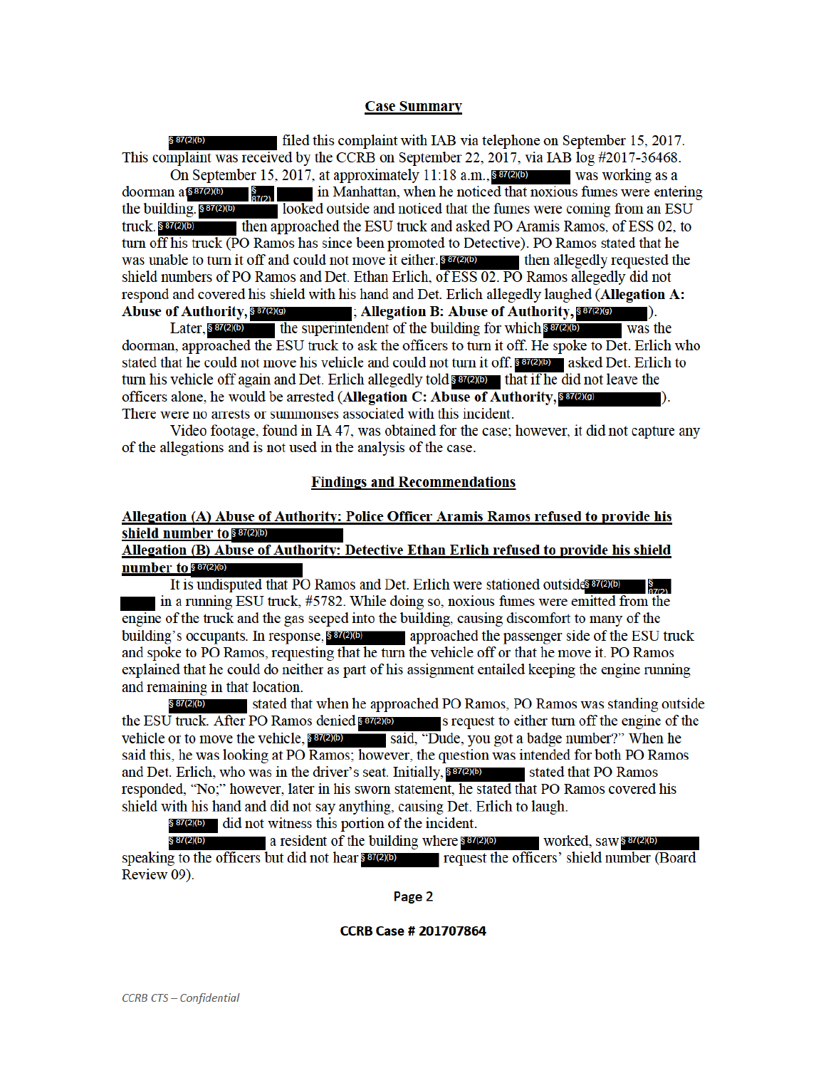## Case Summary

§ 87(2)(b) filed this complaint with IAB via telephone on September 15, 2017. This complaint was received by the CCRB on September 22, 2017, via IAB log #2017-36468.

On September 15, 2017, at approximately 11:18 a.m., § 87(2)(b) was working as a doorman at § 87(2)(b) § 87(2) in Manhattan, when he noticed that noxious fumes were entering the building. § 87(2)(b) looked outside and noticed that the fumes were coming from an ESU truck. § 87(2)(b) then approached the ESU truck and asked PO Aramis Ramos, of ESS 02, to turn off his truck (PO Ramos has since been promoted to Detective). PO Ramos stated that he was unable to turn it off and could not move it either. § 87(2)(b) then allegedly requested the shield numbers of PO Ramos and Det. Ethan Erlich, of ESS 02. PO Ramos allegedly did not respond and covered his shield with his hand and Det. Erlich allegedly laughed (**Allegation A: Abuse of Authority,** § 87(2)(g) ; **Allegation B: Abuse of Authority,** § 87(2)(g) ).

Later, § 87(2)(b) the superintendent of the building for which § 87(2)(b) was the doorman, approached the ESU truck to ask the officers to turn it off. He spoke to Det. Erlich who stated that he could not move his vehicle and could not turn it off. § 87(2)(b) asked Det. Erlich to turn his vehicle off again and Det. Erlich allegedly told § 87(2)(b) that if he did not leave the officers alone, he would be arrested (**Allegation C: Abuse of Authority,** § 87(2)(g) ). There were no arrests or summonses associated with this incident.

Video footage, found in IA 47, was obtained for the case; however, it did not capture any of the allegations and is not used in the analysis of the case.

## Findings and Recommendations

**Allegation (A) Abuse of Authority: Police Officer Aramis Ramos refused to provide his shield number to** § 87(2)(b)

**Allegation (B) Abuse of Authority: Detective Ethan Erlich refused to provide his shield number to** § 87(2)(b)

It is undisputed that PO Ramos and Det. Erlich were stationed outside § 87(2)(b) § 87(2) in a running ESU truck, #5782. While doing so, noxious fumes were emitted from the engine of the truck and the gas seeped into the building, causing discomfort to many of the building's occupants. In response, § 87(2)(b) approached the passenger side of the ESU truck and spoke to PO Ramos, requesting that he turn the vehicle off or that he move it. PO Ramos explained that he could do neither as part of his assignment entailed keeping the engine running and remaining in that location.

§ 87(2)(b) stated that when he approached PO Ramos, PO Ramos was standing outside the ESU truck. After PO Ramos denied § 87(2)(b) s request to either turn off the engine of the vehicle or to move the vehicle, § 87(2)(b) said, "Dude, you got a badge number?" When he said this, he was looking at PO Ramos; however, the question was intended for both PO Ramos and Det. Erlich, who was in the driver's seat. Initially, § 87(2)(b) stated that PO Ramos responded, "No;" however, later in his sworn statement, he stated that PO Ramos covered his shield with his hand and did not say anything, causing Det. Erlich to laugh.

§ 87(2)(b) did not witness this portion of the incident.

§ 87(2)(b) a resident of the building where § 87(2)(b) worked, saw § 87(2)(b) speaking to the officers but did not hear § 87(2)(b) request the officers' shield number (Board Review 09).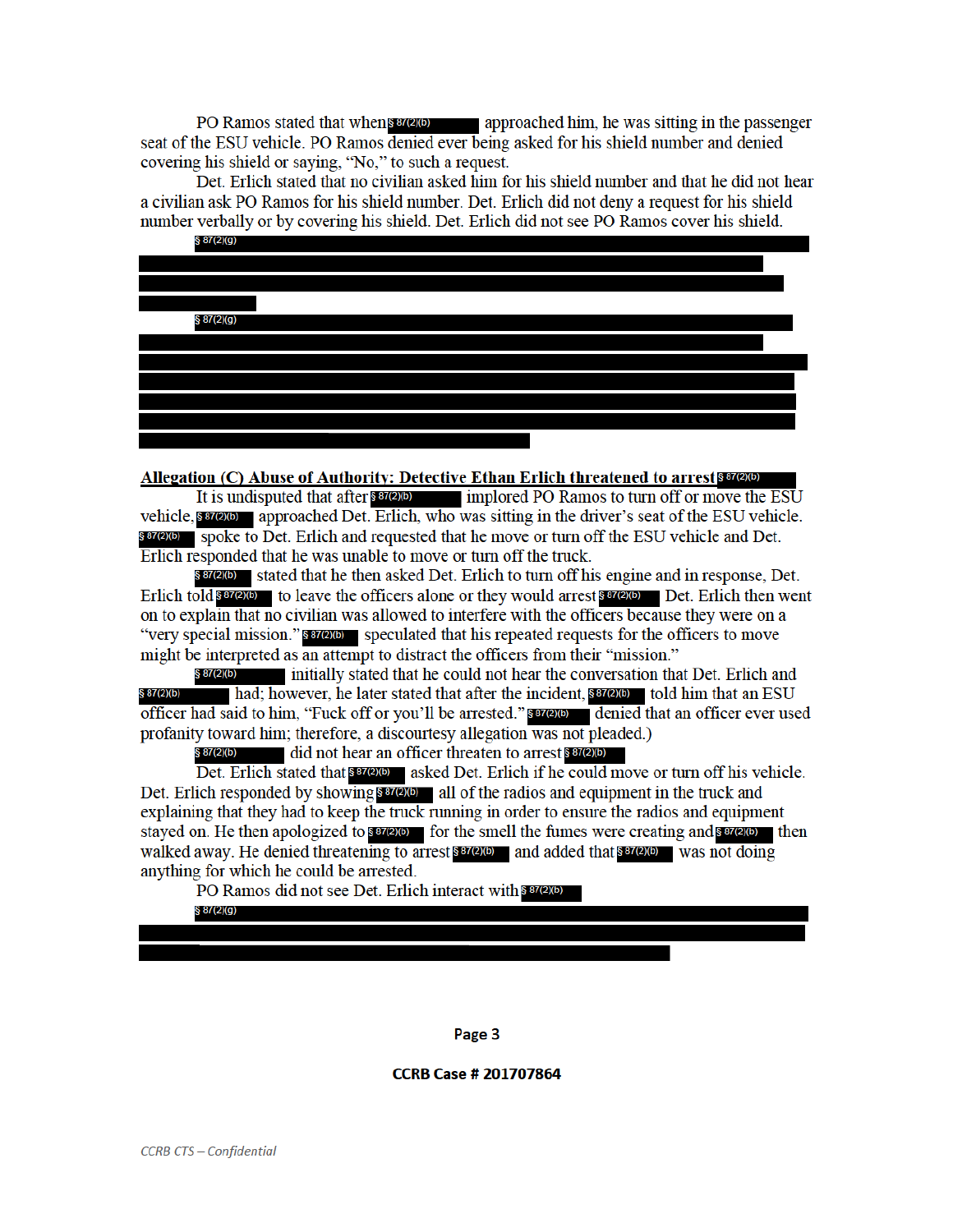PO Ramos stated that when § 87(2)(b) approached him, he was sitting in the passenger seat of the ESU vehicle. PO Ramos denied ever being asked for his shield number and denied covering his shield or saying, "No," to such a request.

Det. Erlich stated that no civilian asked him for his shield number and that he did not hear a civilian ask PO Ramos for his shield number. Det. Erlich did not deny a request for his shield number verbally or by covering his shield. Det. Erlich did not see PO Ramos cover his shield.

§ 87(2)(g)

§ 87(2)(g)

**Allegation (C) Abuse of Authority: Detective Ethan Erlich threatened to arrest § 87(2)(b)**

It is undisputed that after § 87(2)(b) implored PO Ramos to turn off or move the ESU vehicle, § 87(2)(b) approached Det. Erlich, who was sitting in the driver's seat of the ESU vehicle. § 87(2)(b) spoke to Det. Erlich and requested that he move or turn off the ESU vehicle and Det. Erlich responded that he was unable to move or turn off the truck.

§ 87(2)(b) stated that he then asked Det. Erlich to turn off his engine and in response, Det. Erlich told § 87(2)(b) to leave the officers alone or they would arrest § 87(2)(b) Det. Erlich then went on to explain that no civilian was allowed to interfere with the officers because they were on a "very special mission." § 87(2)(b) speculated that his repeated requests for the officers to move might be interpreted as an attempt to distract the officers from their "mission."

§ 87(2)(b) initially stated that he could not hear the conversation that Det. Erlich and § 87(2)(b) had; however, he later stated that after the incident, § 87(2)(b) told him that an ESU officer had said to him, "Fuck off or you'll be arrested." § 87(2)(b) denied that an officer ever used profanity toward him; therefore, a discourtesy allegation was not pleaded.)

§ 87(2)(b) did not hear an officer threaten to arrest § 87(2)(b)

Det. Erlich stated that § 87(2)(b) asked Det. Erlich if he could move or turn off his vehicle. Det. Erlich responded by showing § 87(2)(b) all of the radios and equipment in the truck and explaining that they had to keep the truck running in order to ensure the radios and equipment stayed on. He then apologized to § 87(2)(b) for the smell the fumes were creating and § 87(2)(b) then walked away. He denied threatening to arrest § 87(2)(b) and added that § 87(2)(b) was not doing anything for which he could be arrested.

PO Ramos did not see Det. Erlich interact with § 87(2)(b)

§ 87(2)(g)

CCRB Case # 201707864

*CCRB CTS – Confidential*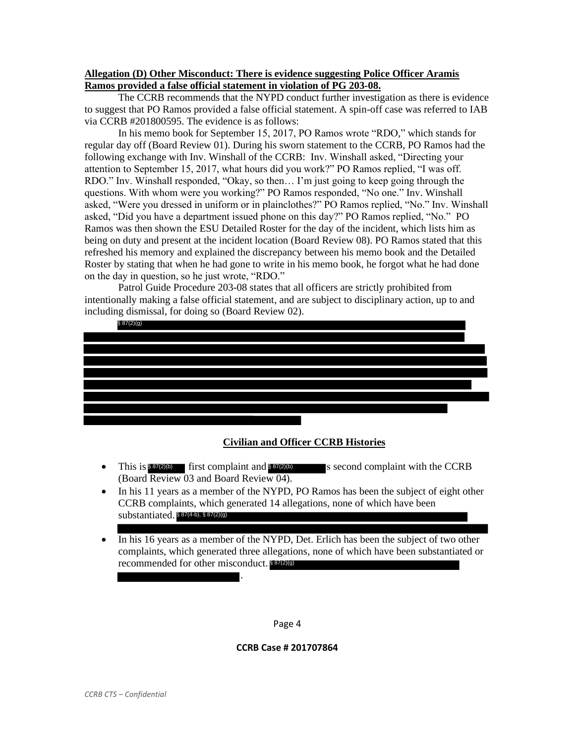**Allegation (D) Other Misconduct: There is evidence suggesting Police Officer Aramis Ramos provided a false official statement in violation of PG 203-08.**

The CCRB recommends that the NYPD conduct further investigation as there is evidence to suggest that PO Ramos provided a false official statement. A spin-off case was referred to IAB via CCRB #201800595. The evidence is as follows:

In his memo book for September 15, 2017, PO Ramos wrote "RDO," which stands for regular day off (Board Review 01). During his sworn statement to the CCRB, PO Ramos had the following exchange with Inv. Winshall of the CCRB: Inv. Winshall asked, "Directing your attention to September 15, 2017, what hours did you work?" PO Ramos replied, "I was off. RDO." Inv. Winshall responded, "Okay, so then… I'm just going to keep going through the questions. With whom were you working?" PO Ramos responded, "No one." Inv. Winshall asked, "Were you dressed in uniform or in plainclothes?" PO Ramos replied, "No." Inv. Winshall asked, "Did you have a department issued phone on this day?" PO Ramos replied, "No." PO Ramos was then shown the ESU Detailed Roster for the day of the incident, which lists him as being on duty and present at the incident location (Board Review 08). PO Ramos stated that this refreshed his memory and explained the discrepancy between his memo book and the Detailed Roster by stating that when he had gone to write in his memo book, he forgot what he had done on the day in question, so he just wrote, "RDO."

Patrol Guide Procedure 203-08 states that all officers are strictly prohibited from intentionally making a false official statement, and are subject to disciplinary action, up to and including dismissal, for doing so (Board Review 02).

§ 87(2)(g) [redacted]

## Civilian and Officer CCRB Histories

- This is § 87(2)(b) [redacted] first complaint and § 87(2)(b) [redacted]s second complaint with the CCRB (Board Review 03 and Board Review 04).
- In his 11 years as a member of the NYPD, PO Ramos has been the subject of eight other CCRB complaints, which generated 14 allegations, none of which have been substantiated. § 87(4-b), § 87(2)(g) [redacted]
- In his 16 years as a member of the NYPD, Det. Erlich has been the subject of two other complaints, which generated three allegations, none of which have been substantiated or recommended for other misconduct. § 87(2)(g) [redacted].

**CCRB Case # 201707864**

*CCRB CTS – Confidential*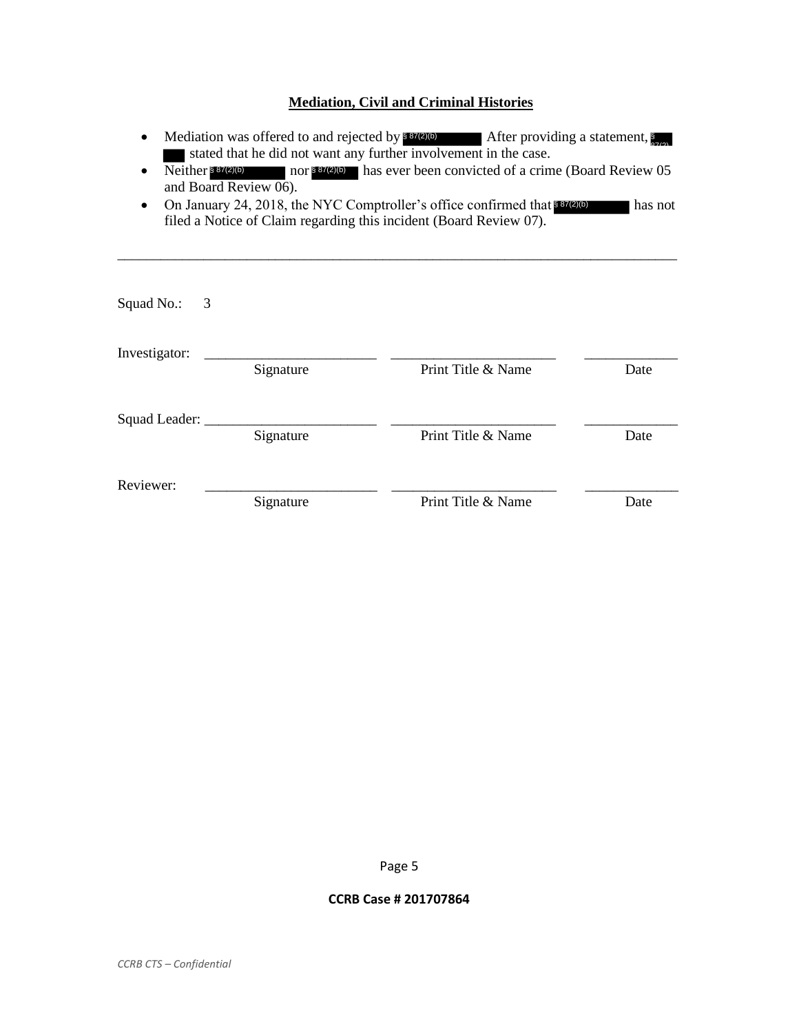**Mediation, Civil and Criminal Histories**

- Mediation was offered to and rejected by § 87(2)(b) After providing a statement, § 87(2) stated that he did not want any further involvement in the case.
- Neither § 87(2)(b) nor § 87(2)(b) has ever been convicted of a crime (Board Review 05 and Board Review 06).
- On January 24, 2018, the NYC Comptroller's office confirmed that § 87(2)(b) has not filed a Notice of Claim regarding this incident (Board Review 07).

---

Squad No.: 3

Investigator: ________________________ ________________________ _____________
Signature Print Title & Name Date

Squad Leader: ________________________ ________________________ _____________
Signature Print Title & Name Date

Reviewer: ________________________ ________________________ _____________
Signature Print Title & Name Date

**CCRB Case # 201707864**

*CCRB CTS – Confidential*